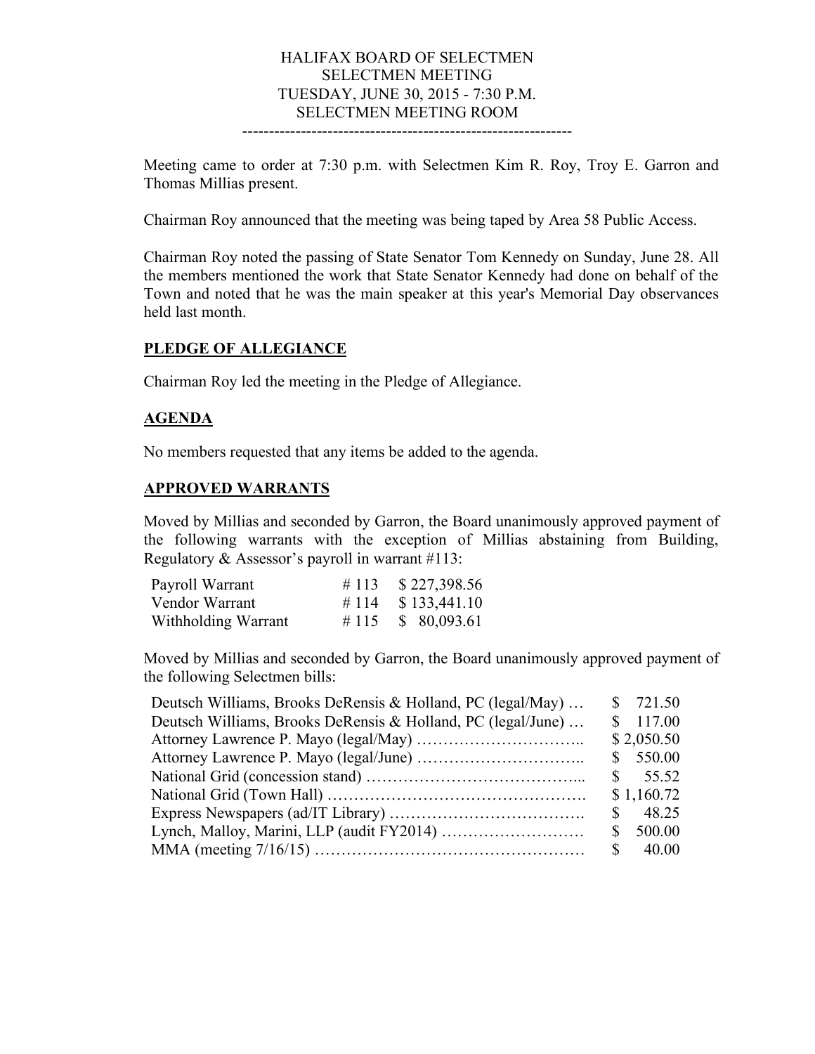HALIFAX BOARD OF SELECTMEN
SELECTMEN MEETING
TUESDAY, JUNE 30, 2015 - 7:30 P.M.
SELECTMEN MEETING ROOM

---

Meeting came to order at 7:30 p.m. with Selectmen Kim R. Roy, Troy E. Garron and Thomas Millias present.

Chairman Roy announced that the meeting was being taped by Area 58 Public Access.

Chairman Roy noted the passing of State Senator Tom Kennedy on Sunday, June 28. All the members mentioned the work that State Senator Kennedy had done on behalf of the Town and noted that he was the main speaker at this year's Memorial Day observances held last month.

## PLEDGE OF ALLEGIANCE

Chairman Roy led the meeting in the Pledge of Allegiance.

## AGENDA

No members requested that any items be added to the agenda.

## APPROVED WARRANTS

Moved by Millias and seconded by Garron, the Board unanimously approved payment of the following warrants with the exception of Millias abstaining from Building, Regulatory & Assessor's payroll in warrant #113:

| | | |
|---|---|---|
| Payroll Warrant | # 113 | $ 227,398.56 |
| Vendor Warrant | # 114 | $ 133,441.10 |
| Withholding Warrant | # 115 | $ 80,093.61 |

Moved by Millias and seconded by Garron, the Board unanimously approved payment of the following Selectmen bills:

| | |
|---|---|
| Deutsch Williams, Brooks DeRensis & Holland, PC (legal/May) … | $ 721.50 |
| Deutsch Williams, Brooks DeRensis & Holland, PC (legal/June) … | $ 117.00 |
| Attorney Lawrence P. Mayo (legal/May) ………………………….. | $ 2,050.50 |
| Attorney Lawrence P. Mayo (legal/June) ………………………….. | $ 550.00 |
| National Grid (concession stand) ………………………………... | $ 55.52 |
| National Grid (Town Hall) ……………………………………….. | $ 1,160.72 |
| Express Newspapers (ad/IT Library) ………………………………. | $ 48.25 |
| Lynch, Malloy, Marini, LLP (audit FY2014) ……………………… | $ 500.00 |
| MMA (meeting 7/16/15) …………………………………………… | $ 40.00 |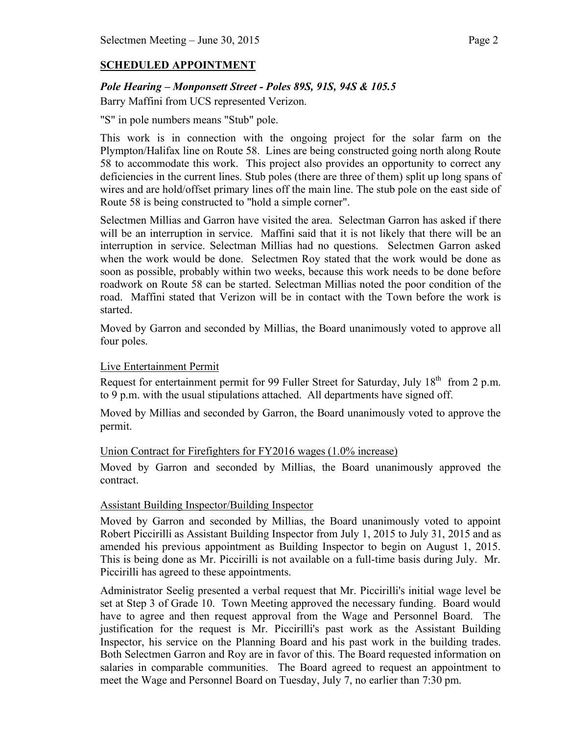## SCHEDULED APPOINTMENT

### *Pole Hearing – Monponsett Street - Poles 89S, 91S, 94S & 105.5*

Barry Maffini from UCS represented Verizon.

"S" in pole numbers means "Stub" pole.

This work is in connection with the ongoing project for the solar farm on the Plympton/Halifax line on Route 58. Lines are being constructed going north along Route 58 to accommodate this work. This project also provides an opportunity to correct any deficiencies in the current lines. Stub poles (there are three of them) split up long spans of wires and are hold/offset primary lines off the main line. The stub pole on the east side of Route 58 is being constructed to "hold a simple corner".

Selectmen Millias and Garron have visited the area. Selectman Garron has asked if there will be an interruption in service. Maffini said that it is not likely that there will be an interruption in service. Selectman Millias had no questions. Selectmen Garron asked when the work would be done. Selectmen Roy stated that the work would be done as soon as possible, probably within two weeks, because this work needs to be done before roadwork on Route 58 can be started. Selectman Millias noted the poor condition of the road. Maffini stated that Verizon will be in contact with the Town before the work is started.

Moved by Garron and seconded by Millias, the Board unanimously voted to approve all four poles.

Live Entertainment Permit

Request for entertainment permit for 99 Fuller Street for Saturday, July 18th from 2 p.m. to 9 p.m. with the usual stipulations attached. All departments have signed off.

Moved by Millias and seconded by Garron, the Board unanimously voted to approve the permit.

Union Contract for Firefighters for FY2016 wages (1.0% increase)

Moved by Garron and seconded by Millias, the Board unanimously approved the contract.

Assistant Building Inspector/Building Inspector

Moved by Garron and seconded by Millias, the Board unanimously voted to appoint Robert Piccirilli as Assistant Building Inspector from July 1, 2015 to July 31, 2015 and as amended his previous appointment as Building Inspector to begin on August 1, 2015. This is being done as Mr. Piccirilli is not available on a full-time basis during July. Mr. Piccirilli has agreed to these appointments.

Administrator Seelig presented a verbal request that Mr. Piccirilli's initial wage level be set at Step 3 of Grade 10. Town Meeting approved the necessary funding. Board would have to agree and then request approval from the Wage and Personnel Board. The justification for the request is Mr. Piccirilli's past work as the Assistant Building Inspector, his service on the Planning Board and his past work in the building trades. Both Selectmen Garron and Roy are in favor of this. The Board requested information on salaries in comparable communities. The Board agreed to request an appointment to meet the Wage and Personnel Board on Tuesday, July 7, no earlier than 7:30 pm.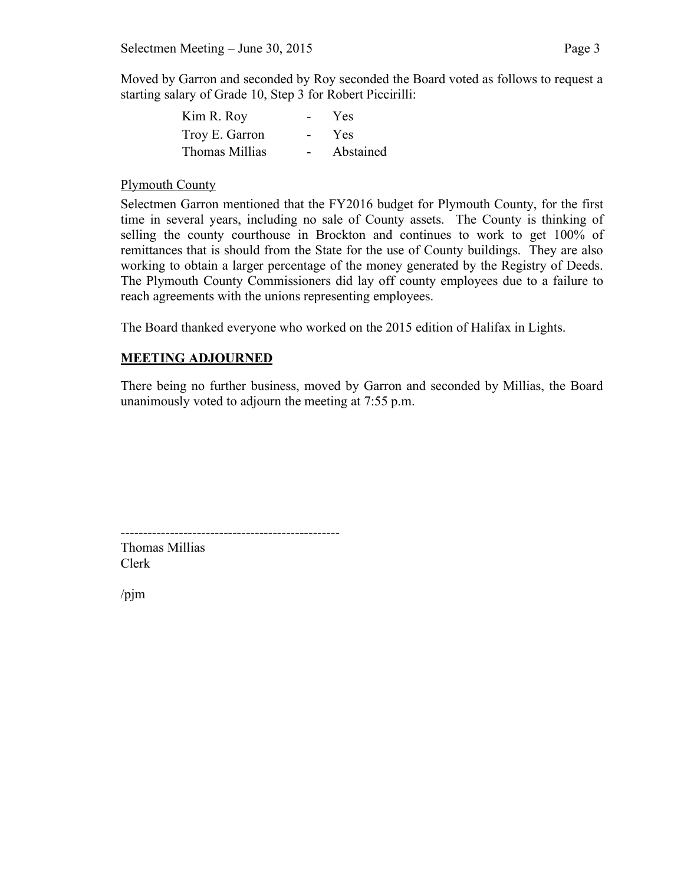Moved by Garron and seconded by Roy seconded the Board voted as follows to request a starting salary of Grade 10, Step 3 for Robert Piccirilli:

| | | |
|---|---|---|
| Kim R. Roy | - | Yes |
| Troy E. Garron | - | Yes |
| Thomas Millias | - | Abstained |

Plymouth County

Selectmen Garron mentioned that the FY2016 budget for Plymouth County, for the first time in several years, including no sale of County assets. The County is thinking of selling the county courthouse in Brockton and continues to work to get 100% of remittances that is should from the State for the use of County buildings. They are also working to obtain a larger percentage of the money generated by the Registry of Deeds. The Plymouth County Commissioners did lay off county employees due to a failure to reach agreements with the unions representing employees.

The Board thanked everyone who worked on the 2015 edition of Halifax in Lights.

## **MEETING ADJOURNED**

There being no further business, moved by Garron and seconded by Millias, the Board unanimously voted to adjourn the meeting at 7:55 p.m.

-------------------------------------------------
Thomas Millias
Clerk

/pjm